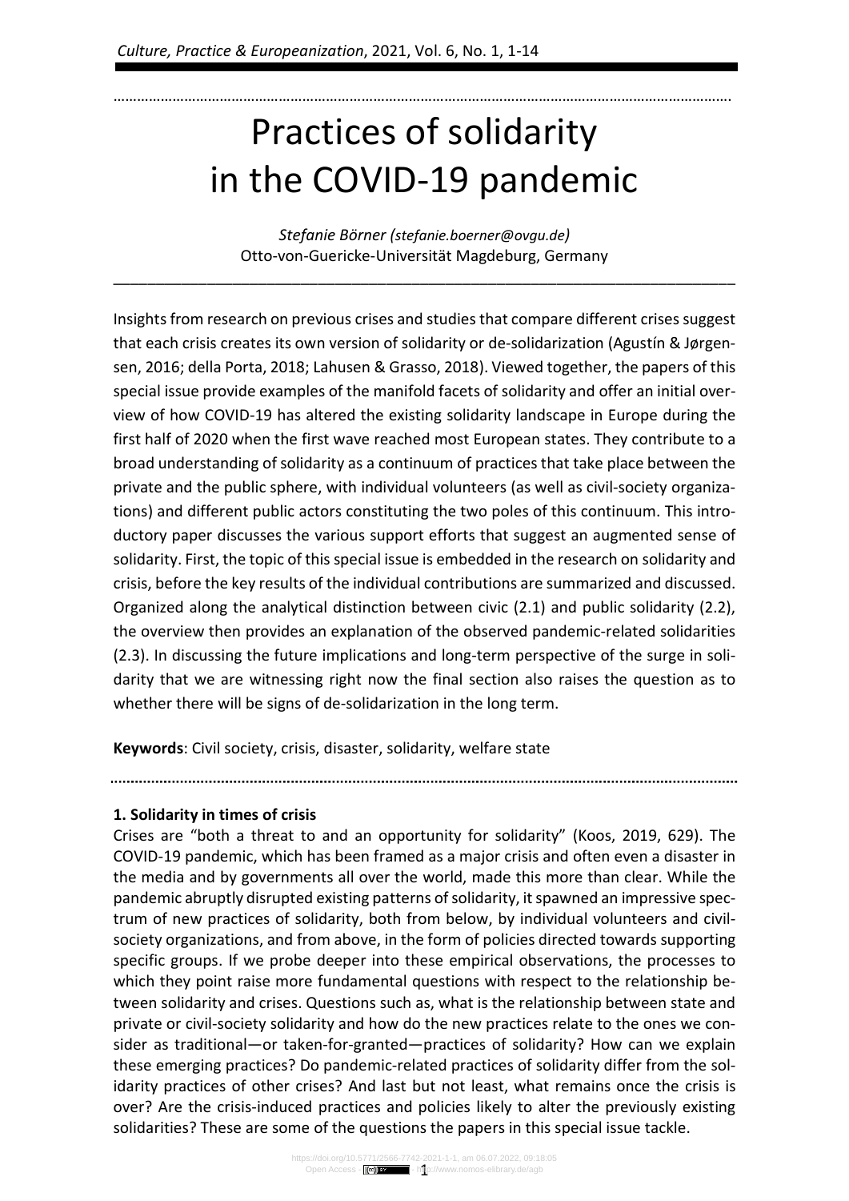# Practices of solidarity in the COVID-19 pandemic

*Stefanie Börner (stefanie.boerner@ovgu.de)*
Otto-von-Guericke-Universität Magdeburg, Germany

Insights from research on previous crises and studies that compare different crises suggest that each crisis creates its own version of solidarity or de-solidarization (Agustín & Jørgensen, 2016; della Porta, 2018; Lahusen & Grasso, 2018). Viewed together, the papers of this special issue provide examples of the manifold facets of solidarity and offer an initial overview of how COVID-19 has altered the existing solidarity landscape in Europe during the first half of 2020 when the first wave reached most European states. They contribute to a broad understanding of solidarity as a continuum of practices that take place between the private and the public sphere, with individual volunteers (as well as civil-society organizations) and different public actors constituting the two poles of this continuum. This introductory paper discusses the various support efforts that suggest an augmented sense of solidarity. First, the topic of this special issue is embedded in the research on solidarity and crisis, before the key results of the individual contributions are summarized and discussed. Organized along the analytical distinction between civic (2.1) and public solidarity (2.2), the overview then provides an explanation of the observed pandemic-related solidarities (2.3). In discussing the future implications and long-term perspective of the surge in solidarity that we are witnessing right now the final section also raises the question as to whether there will be signs of de-solidarization in the long term.

**Keywords**: Civil society, crisis, disaster, solidarity, welfare state

## 1. Solidarity in times of crisis

Crises are "both a threat to and an opportunity for solidarity" (Koos, 2019, 629). The COVID-19 pandemic, which has been framed as a major crisis and often even a disaster in the media and by governments all over the world, made this more than clear. While the pandemic abruptly disrupted existing patterns of solidarity, it spawned an impressive spectrum of new practices of solidarity, both from below, by individual volunteers and civil-society organizations, and from above, in the form of policies directed towards supporting specific groups. If we probe deeper into these empirical observations, the processes to which they point raise more fundamental questions with respect to the relationship between solidarity and crises. Questions such as, what is the relationship between state and private or civil-society solidarity and how do the new practices relate to the ones we consider as traditional—or taken-for-granted—practices of solidarity? How can we explain these emerging practices? Do pandemic-related practices of solidarity differ from the solidarity practices of other crises? And last but not least, what remains once the crisis is over? Are the crisis-induced practices and policies likely to alter the previously existing solidarities? These are some of the questions the papers in this special issue tackle.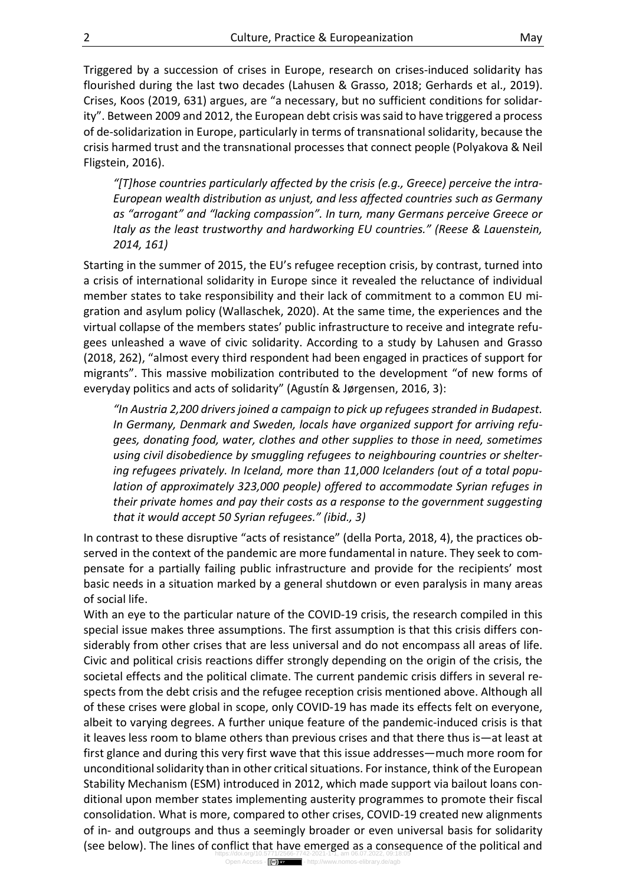Triggered by a succession of crises in Europe, research on crises-induced solidarity has flourished during the last two decades (Lahusen & Grasso, 2018; Gerhards et al., 2019). Crises, Koos (2019, 631) argues, are "a necessary, but no sufficient conditions for solidarity". Between 2009 and 2012, the European debt crisis was said to have triggered a process of de-solidarization in Europe, particularly in terms of transnational solidarity, because the crisis harmed trust and the transnational processes that connect people (Polyakova & Neil Fligstein, 2016).

> *"[T]hose countries particularly affected by the crisis (e.g., Greece) perceive the intra-European wealth distribution as unjust, and less affected countries such as Germany as "arrogant" and "lacking compassion". In turn, many Germans perceive Greece or Italy as the least trustworthy and hardworking EU countries." (Reese & Lauenstein, 2014, 161)*

Starting in the summer of 2015, the EU's refugee reception crisis, by contrast, turned into a crisis of international solidarity in Europe since it revealed the reluctance of individual member states to take responsibility and their lack of commitment to a common EU migration and asylum policy (Wallaschek, 2020). At the same time, the experiences and the virtual collapse of the members states' public infrastructure to receive and integrate refugees unleashed a wave of civic solidarity. According to a study by Lahusen and Grasso (2018, 262), "almost every third respondent had been engaged in practices of support for migrants". This massive mobilization contributed to the development "of new forms of everyday politics and acts of solidarity" (Agustín & Jørgensen, 2016, 3):

> *"In Austria 2,200 drivers joined a campaign to pick up refugees stranded in Budapest. In Germany, Denmark and Sweden, locals have organized support for arriving refugees, donating food, water, clothes and other supplies to those in need, sometimes using civil disobedience by smuggling refugees to neighbouring countries or sheltering refugees privately. In Iceland, more than 11,000 Icelanders (out of a total population of approximately 323,000 people) offered to accommodate Syrian refuges in their private homes and pay their costs as a response to the government suggesting that it would accept 50 Syrian refugees." (ibid., 3)*

In contrast to these disruptive "acts of resistance" (della Porta, 2018, 4), the practices observed in the context of the pandemic are more fundamental in nature. They seek to compensate for a partially failing public infrastructure and provide for the recipients' most basic needs in a situation marked by a general shutdown or even paralysis in many areas of social life.

With an eye to the particular nature of the COVID-19 crisis, the research compiled in this special issue makes three assumptions. The first assumption is that this crisis differs considerably from other crises that are less universal and do not encompass all areas of life. Civic and political crisis reactions differ strongly depending on the origin of the crisis, the societal effects and the political climate. The current pandemic crisis differs in several respects from the debt crisis and the refugee reception crisis mentioned above. Although all of these crises were global in scope, only COVID-19 has made its effects felt on everyone, albeit to varying degrees. A further unique feature of the pandemic-induced crisis is that it leaves less room to blame others than previous crises and that there thus is—at least at first glance and during this very first wave that this issue addresses—much more room for unconditional solidarity than in other critical situations. For instance, think of the European Stability Mechanism (ESM) introduced in 2012, which made support via bailout loans conditional upon member states implementing austerity programmes to promote their fiscal consolidation. What is more, compared to other crises, COVID-19 created new alignments of in- and outgroups and thus a seemingly broader or even universal basis for solidarity (see below). The lines of conflict that have emerged as a consequence of the political and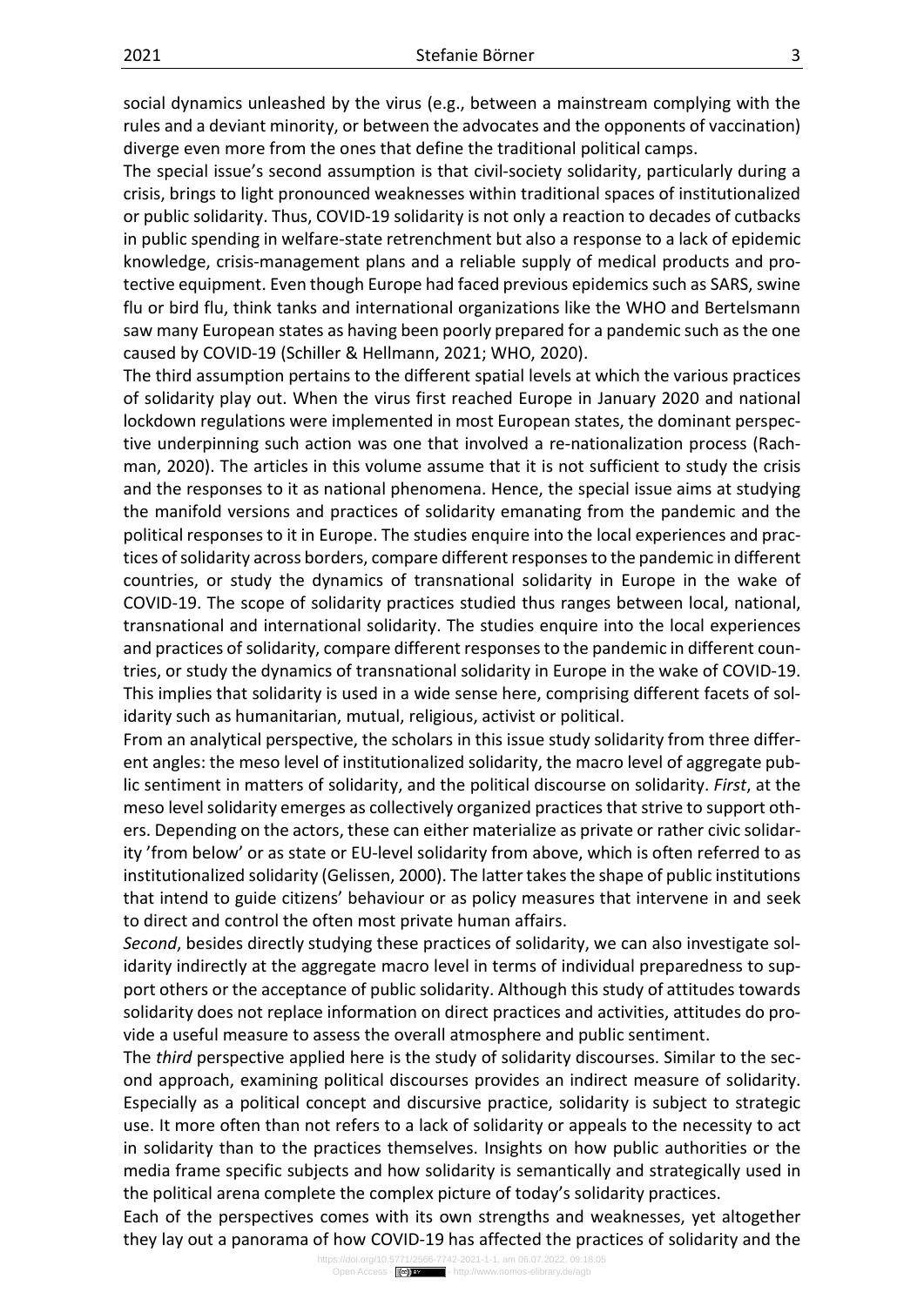social dynamics unleashed by the virus (e.g., between a mainstream complying with the rules and a deviant minority, or between the advocates and the opponents of vaccination) diverge even more from the ones that define the traditional political camps.

The special issue's second assumption is that civil-society solidarity, particularly during a crisis, brings to light pronounced weaknesses within traditional spaces of institutionalized or public solidarity. Thus, COVID-19 solidarity is not only a reaction to decades of cutbacks in public spending in welfare-state retrenchment but also a response to a lack of epidemic knowledge, crisis-management plans and a reliable supply of medical products and protective equipment. Even though Europe had faced previous epidemics such as SARS, swine flu or bird flu, think tanks and international organizations like the WHO and Bertelsmann saw many European states as having been poorly prepared for a pandemic such as the one caused by COVID-19 (Schiller & Hellmann, 2021; WHO, 2020).

The third assumption pertains to the different spatial levels at which the various practices of solidarity play out. When the virus first reached Europe in January 2020 and national lockdown regulations were implemented in most European states, the dominant perspective underpinning such action was one that involved a re-nationalization process (Rachman, 2020). The articles in this volume assume that it is not sufficient to study the crisis and the responses to it as national phenomena. Hence, the special issue aims at studying the manifold versions and practices of solidarity emanating from the pandemic and the political responses to it in Europe. The studies enquire into the local experiences and practices of solidarity across borders, compare different responses to the pandemic in different countries, or study the dynamics of transnational solidarity in Europe in the wake of COVID-19. The scope of solidarity practices studied thus ranges between local, national, transnational and international solidarity. The studies enquire into the local experiences and practices of solidarity, compare different responses to the pandemic in different countries, or study the dynamics of transnational solidarity in Europe in the wake of COVID-19. This implies that solidarity is used in a wide sense here, comprising different facets of solidarity such as humanitarian, mutual, religious, activist or political.

From an analytical perspective, the scholars in this issue study solidarity from three different angles: the meso level of institutionalized solidarity, the macro level of aggregate public sentiment in matters of solidarity, and the political discourse on solidarity. *First*, at the meso level solidarity emerges as collectively organized practices that strive to support others. Depending on the actors, these can either materialize as private or rather civic solidarity 'from below' or as state or EU-level solidarity from above, which is often referred to as institutionalized solidarity (Gelissen, 2000). The latter takes the shape of public institutions that intend to guide citizens' behaviour or as policy measures that intervene in and seek to direct and control the often most private human affairs.

*Second*, besides directly studying these practices of solidarity, we can also investigate solidarity indirectly at the aggregate macro level in terms of individual preparedness to support others or the acceptance of public solidarity. Although this study of attitudes towards solidarity does not replace information on direct practices and activities, attitudes do provide a useful measure to assess the overall atmosphere and public sentiment.

The *third* perspective applied here is the study of solidarity discourses. Similar to the second approach, examining political discourses provides an indirect measure of solidarity. Especially as a political concept and discursive practice, solidarity is subject to strategic use. It more often than not refers to a lack of solidarity or appeals to the necessity to act in solidarity than to the practices themselves. Insights on how public authorities or the media frame specific subjects and how solidarity is semantically and strategically used in the political arena complete the complex picture of today's solidarity practices.

Each of the perspectives comes with its own strengths and weaknesses, yet altogether they lay out a panorama of how COVID-19 has affected the practices of solidarity and the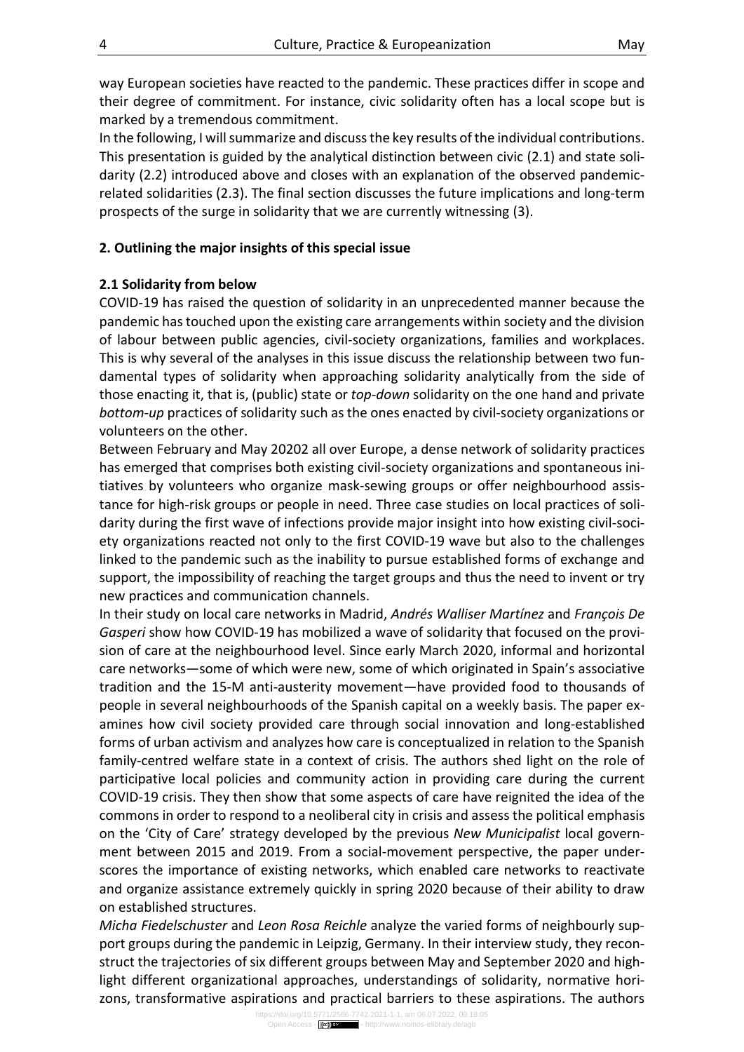way European societies have reacted to the pandemic. These practices differ in scope and their degree of commitment. For instance, civic solidarity often has a local scope but is marked by a tremendous commitment.

In the following, I will summarize and discuss the key results of the individual contributions. This presentation is guided by the analytical distinction between civic (2.1) and state solidarity (2.2) introduced above and closes with an explanation of the observed pandemic-related solidarities (2.3). The final section discusses the future implications and long-term prospects of the surge in solidarity that we are currently witnessing (3).

## 2. Outlining the major insights of this special issue

### 2.1 Solidarity from below

COVID-19 has raised the question of solidarity in an unprecedented manner because the pandemic has touched upon the existing care arrangements within society and the division of labour between public agencies, civil-society organizations, families and workplaces. This is why several of the analyses in this issue discuss the relationship between two fundamental types of solidarity when approaching solidarity analytically from the side of those enacting it, that is, (public) state or *top-down* solidarity on the one hand and private *bottom-up* practices of solidarity such as the ones enacted by civil-society organizations or volunteers on the other.

Between February and May 20202 all over Europe, a dense network of solidarity practices has emerged that comprises both existing civil-society organizations and spontaneous initiatives by volunteers who organize mask-sewing groups or offer neighbourhood assistance for high-risk groups or people in need. Three case studies on local practices of solidarity during the first wave of infections provide major insight into how existing civil-society organizations reacted not only to the first COVID-19 wave but also to the challenges linked to the pandemic such as the inability to pursue established forms of exchange and support, the impossibility of reaching the target groups and thus the need to invent or try new practices and communication channels.

In their study on local care networks in Madrid, *Andrés Walliser Martínez* and *François De Gasperi* show how COVID-19 has mobilized a wave of solidarity that focused on the provision of care at the neighbourhood level. Since early March 2020, informal and horizontal care networks—some of which were new, some of which originated in Spain's associative tradition and the 15-M anti-austerity movement—have provided food to thousands of people in several neighbourhoods of the Spanish capital on a weekly basis. The paper examines how civil society provided care through social innovation and long-established forms of urban activism and analyzes how care is conceptualized in relation to the Spanish family-centred welfare state in a context of crisis. The authors shed light on the role of participative local policies and community action in providing care during the current COVID-19 crisis. They then show that some aspects of care have reignited the idea of the commons in order to respond to a neoliberal city in crisis and assess the political emphasis on the 'City of Care' strategy developed by the previous *New Municipalist* local government between 2015 and 2019. From a social-movement perspective, the paper underscores the importance of existing networks, which enabled care networks to reactivate and organize assistance extremely quickly in spring 2020 because of their ability to draw on established structures.

*Micha Fiedelschuster* and *Leon Rosa Reichle* analyze the varied forms of neighbourly support groups during the pandemic in Leipzig, Germany. In their interview study, they reconstruct the trajectories of six different groups between May and September 2020 and highlight different organizational approaches, understandings of solidarity, normative horizons, transformative aspirations and practical barriers to these aspirations. The authors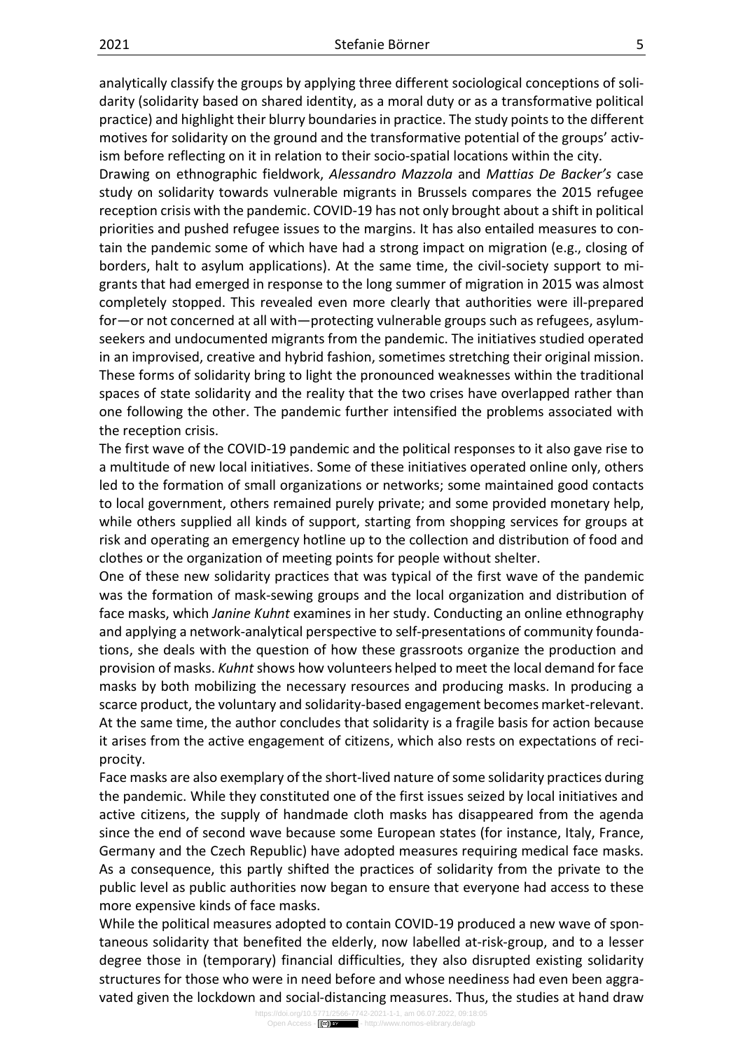analytically classify the groups by applying three different sociological conceptions of solidarity (solidarity based on shared identity, as a moral duty or as a transformative political practice) and highlight their blurry boundaries in practice. The study points to the different motives for solidarity on the ground and the transformative potential of the groups' activism before reflecting on it in relation to their socio-spatial locations within the city.

Drawing on ethnographic fieldwork, *Alessandro Mazzola* and *Mattias De Backer's* case study on solidarity towards vulnerable migrants in Brussels compares the 2015 refugee reception crisis with the pandemic. COVID-19 has not only brought about a shift in political priorities and pushed refugee issues to the margins. It has also entailed measures to contain the pandemic some of which have had a strong impact on migration (e.g., closing of borders, halt to asylum applications). At the same time, the civil-society support to migrants that had emerged in response to the long summer of migration in 2015 was almost completely stopped. This revealed even more clearly that authorities were ill-prepared for—or not concerned at all with—protecting vulnerable groups such as refugees, asylum-seekers and undocumented migrants from the pandemic. The initiatives studied operated in an improvised, creative and hybrid fashion, sometimes stretching their original mission. These forms of solidarity bring to light the pronounced weaknesses within the traditional spaces of state solidarity and the reality that the two crises have overlapped rather than one following the other. The pandemic further intensified the problems associated with the reception crisis.

The first wave of the COVID-19 pandemic and the political responses to it also gave rise to a multitude of new local initiatives. Some of these initiatives operated online only, others led to the formation of small organizations or networks; some maintained good contacts to local government, others remained purely private; and some provided monetary help, while others supplied all kinds of support, starting from shopping services for groups at risk and operating an emergency hotline up to the collection and distribution of food and clothes or the organization of meeting points for people without shelter.

One of these new solidarity practices that was typical of the first wave of the pandemic was the formation of mask-sewing groups and the local organization and distribution of face masks, which *Janine Kuhnt* examines in her study. Conducting an online ethnography and applying a network-analytical perspective to self-presentations of community foundations, she deals with the question of how these grassroots organize the production and provision of masks. *Kuhnt* shows how volunteers helped to meet the local demand for face masks by both mobilizing the necessary resources and producing masks. In producing a scarce product, the voluntary and solidarity-based engagement becomes market-relevant. At the same time, the author concludes that solidarity is a fragile basis for action because it arises from the active engagement of citizens, which also rests on expectations of reciprocity.

Face masks are also exemplary of the short-lived nature of some solidarity practices during the pandemic. While they constituted one of the first issues seized by local initiatives and active citizens, the supply of handmade cloth masks has disappeared from the agenda since the end of second wave because some European states (for instance, Italy, France, Germany and the Czech Republic) have adopted measures requiring medical face masks. As a consequence, this partly shifted the practices of solidarity from the private to the public level as public authorities now began to ensure that everyone had access to these more expensive kinds of face masks.

While the political measures adopted to contain COVID-19 produced a new wave of spontaneous solidarity that benefited the elderly, now labelled at-risk-group, and to a lesser degree those in (temporary) financial difficulties, they also disrupted existing solidarity structures for those who were in need before and whose neediness had even been aggravated given the lockdown and social-distancing measures. Thus, the studies at hand draw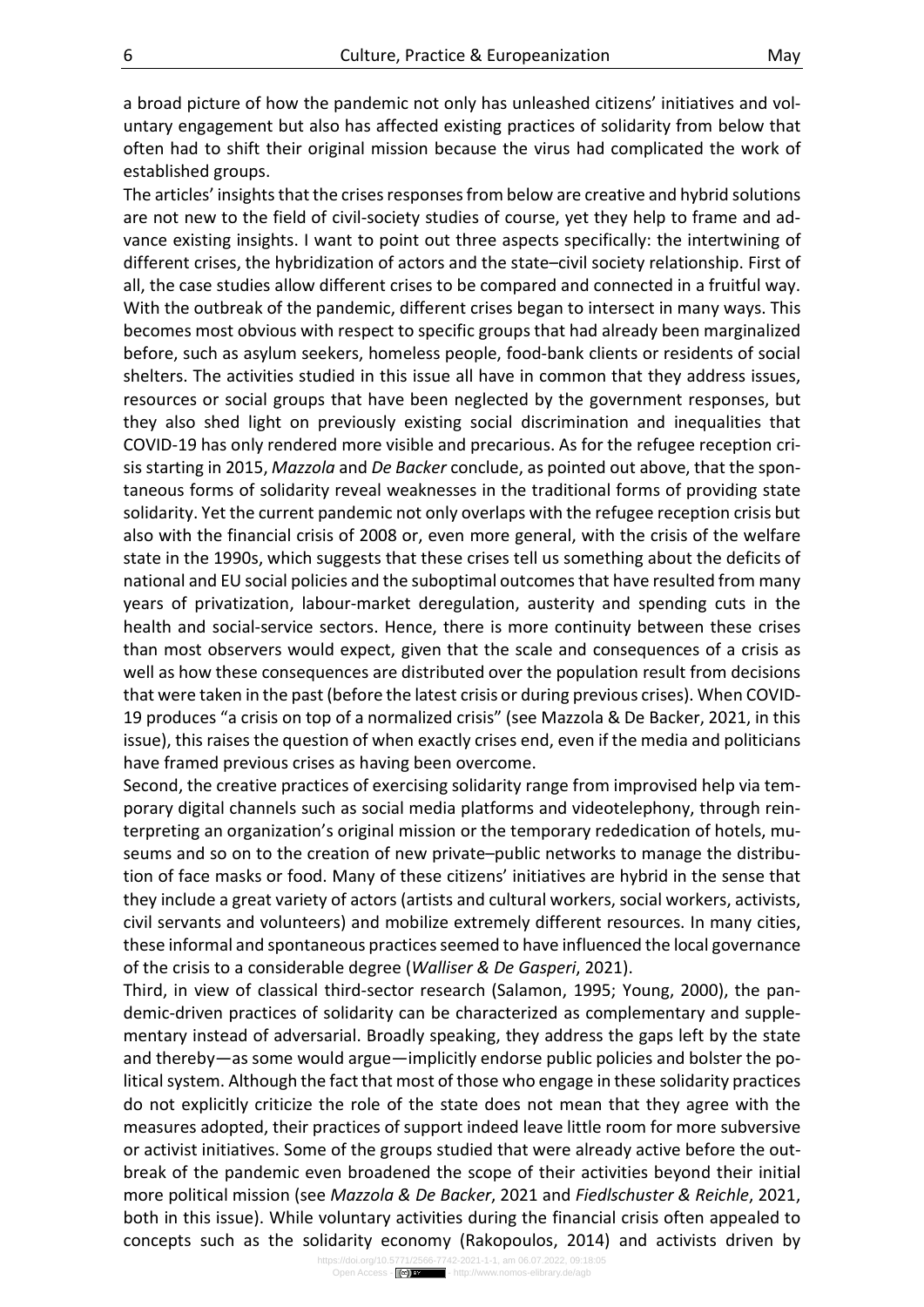a broad picture of how the pandemic not only has unleashed citizens' initiatives and voluntary engagement but also has affected existing practices of solidarity from below that often had to shift their original mission because the virus had complicated the work of established groups.

The articles' insights that the crises responses from below are creative and hybrid solutions are not new to the field of civil-society studies of course, yet they help to frame and advance existing insights. I want to point out three aspects specifically: the intertwining of different crises, the hybridization of actors and the state–civil society relationship. First of all, the case studies allow different crises to be compared and connected in a fruitful way. With the outbreak of the pandemic, different crises began to intersect in many ways. This becomes most obvious with respect to specific groups that had already been marginalized before, such as asylum seekers, homeless people, food-bank clients or residents of social shelters. The activities studied in this issue all have in common that they address issues, resources or social groups that have been neglected by the government responses, but they also shed light on previously existing social discrimination and inequalities that COVID-19 has only rendered more visible and precarious. As for the refugee reception crisis starting in 2015, *Mazzola* and *De Backer* conclude, as pointed out above, that the spontaneous forms of solidarity reveal weaknesses in the traditional forms of providing state solidarity. Yet the current pandemic not only overlaps with the refugee reception crisis but also with the financial crisis of 2008 or, even more general, with the crisis of the welfare state in the 1990s, which suggests that these crises tell us something about the deficits of national and EU social policies and the suboptimal outcomes that have resulted from many years of privatization, labour-market deregulation, austerity and spending cuts in the health and social-service sectors. Hence, there is more continuity between these crises than most observers would expect, given that the scale and consequences of a crisis as well as how these consequences are distributed over the population result from decisions that were taken in the past (before the latest crisis or during previous crises). When COVID-19 produces "a crisis on top of a normalized crisis" (see Mazzola & De Backer, 2021, in this issue), this raises the question of when exactly crises end, even if the media and politicians have framed previous crises as having been overcome.

Second, the creative practices of exercising solidarity range from improvised help via temporary digital channels such as social media platforms and videotelephony, through reinterpreting an organization's original mission or the temporary rededication of hotels, museums and so on to the creation of new private–public networks to manage the distribution of face masks or food. Many of these citizens' initiatives are hybrid in the sense that they include a great variety of actors (artists and cultural workers, social workers, activists, civil servants and volunteers) and mobilize extremely different resources. In many cities, these informal and spontaneous practices seemed to have influenced the local governance of the crisis to a considerable degree (*Walliser & De Gasperi*, 2021).

Third, in view of classical third-sector research (Salamon, 1995; Young, 2000), the pandemic-driven practices of solidarity can be characterized as complementary and supplementary instead of adversarial. Broadly speaking, they address the gaps left by the state and thereby—as some would argue—implicitly endorse public policies and bolster the political system. Although the fact that most of those who engage in these solidarity practices do not explicitly criticize the role of the state does not mean that they agree with the measures adopted, their practices of support indeed leave little room for more subversive or activist initiatives. Some of the groups studied that were already active before the outbreak of the pandemic even broadened the scope of their activities beyond their initial more political mission (see *Mazzola & De Backer*, 2021 and *Fiedlschuster & Reichle*, 2021, both in this issue). While voluntary activities during the financial crisis often appealed to concepts such as the solidarity economy (Rakopoulos, 2014) and activists driven by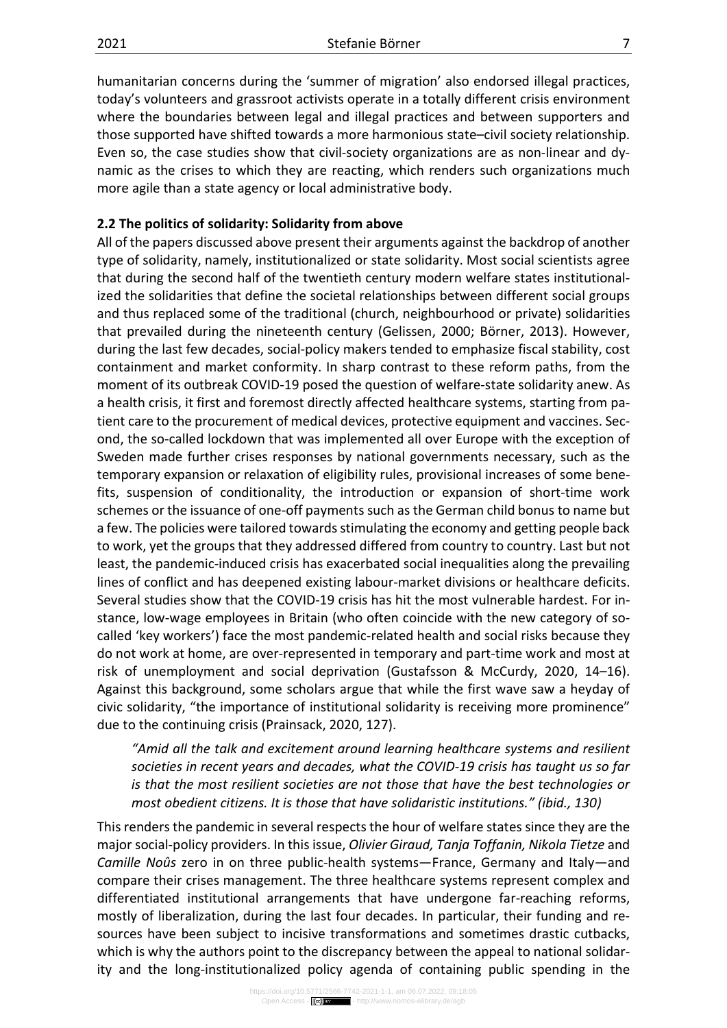humanitarian concerns during the 'summer of migration' also endorsed illegal practices, today's volunteers and grassroot activists operate in a totally different crisis environment where the boundaries between legal and illegal practices and between supporters and those supported have shifted towards a more harmonious state–civil society relationship. Even so, the case studies show that civil-society organizations are as non-linear and dynamic as the crises to which they are reacting, which renders such organizations much more agile than a state agency or local administrative body.

### 2.2 The politics of solidarity: Solidarity from above

All of the papers discussed above present their arguments against the backdrop of another type of solidarity, namely, institutionalized or state solidarity. Most social scientists agree that during the second half of the twentieth century modern welfare states institutionalized the solidarities that define the societal relationships between different social groups and thus replaced some of the traditional (church, neighbourhood or private) solidarities that prevailed during the nineteenth century (Gelissen, 2000; Börner, 2013). However, during the last few decades, social-policy makers tended to emphasize fiscal stability, cost containment and market conformity. In sharp contrast to these reform paths, from the moment of its outbreak COVID-19 posed the question of welfare-state solidarity anew. As a health crisis, it first and foremost directly affected healthcare systems, starting from patient care to the procurement of medical devices, protective equipment and vaccines. Second, the so-called lockdown that was implemented all over Europe with the exception of Sweden made further crises responses by national governments necessary, such as the temporary expansion or relaxation of eligibility rules, provisional increases of some benefits, suspension of conditionality, the introduction or expansion of short-time work schemes or the issuance of one-off payments such as the German child bonus to name but a few. The policies were tailored towards stimulating the economy and getting people back to work, yet the groups that they addressed differed from country to country. Last but not least, the pandemic-induced crisis has exacerbated social inequalities along the prevailing lines of conflict and has deepened existing labour-market divisions or healthcare deficits. Several studies show that the COVID-19 crisis has hit the most vulnerable hardest. For instance, low-wage employees in Britain (who often coincide with the new category of so-called 'key workers') face the most pandemic-related health and social risks because they do not work at home, are over-represented in temporary and part-time work and most at risk of unemployment and social deprivation (Gustafsson & McCurdy, 2020, 14–16). Against this background, some scholars argue that while the first wave saw a heyday of civic solidarity, "the importance of institutional solidarity is receiving more prominence" due to the continuing crisis (Prainsack, 2020, 127).

> *"Amid all the talk and excitement around learning healthcare systems and resilient societies in recent years and decades, what the COVID-19 crisis has taught us so far is that the most resilient societies are not those that have the best technologies or most obedient citizens. It is those that have solidaristic institutions." (ibid., 130)*

This renders the pandemic in several respects the hour of welfare states since they are the major social-policy providers. In this issue, *Olivier Giraud, Tanja Toffanin, Nikola Tietze* and *Camille Noûs* zero in on three public-health systems—France, Germany and Italy—and compare their crises management. The three healthcare systems represent complex and differentiated institutional arrangements that have undergone far-reaching reforms, mostly of liberalization, during the last four decades. In particular, their funding and resources have been subject to incisive transformations and sometimes drastic cutbacks, which is why the authors point to the discrepancy between the appeal to national solidarity and the long-institutionalized policy agenda of containing public spending in the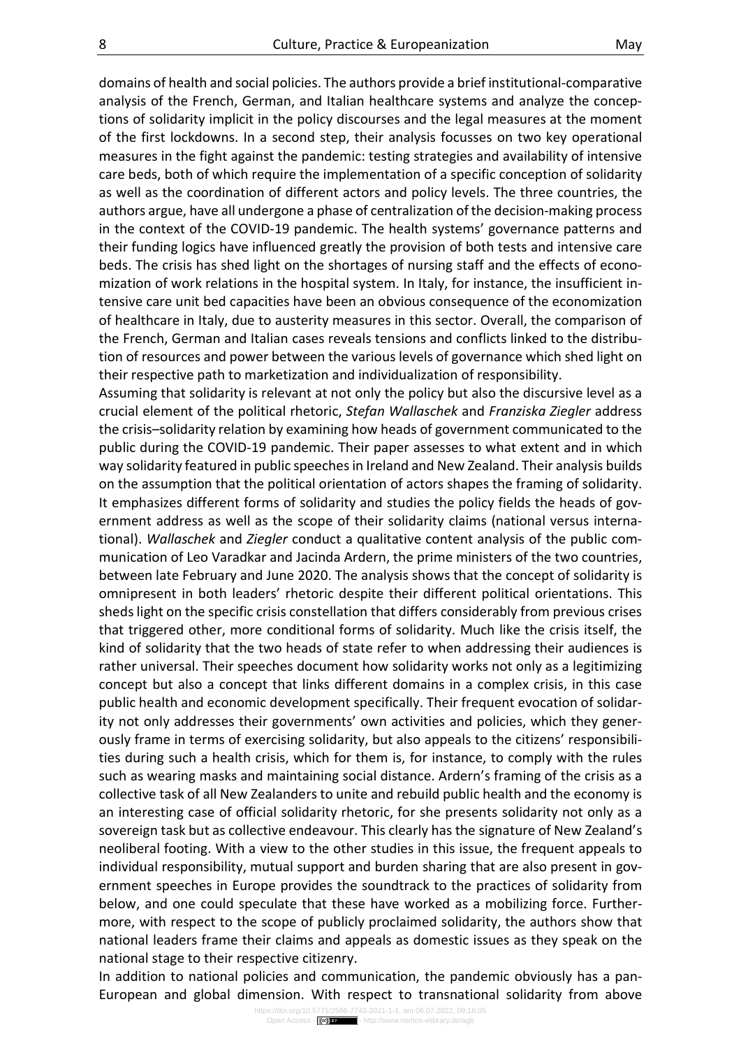domains of health and social policies. The authors provide a brief institutional-comparative analysis of the French, German, and Italian healthcare systems and analyze the conceptions of solidarity implicit in the policy discourses and the legal measures at the moment of the first lockdowns. In a second step, their analysis focusses on two key operational measures in the fight against the pandemic: testing strategies and availability of intensive care beds, both of which require the implementation of a specific conception of solidarity as well as the coordination of different actors and policy levels. The three countries, the authors argue, have all undergone a phase of centralization of the decision-making process in the context of the COVID-19 pandemic. The health systems' governance patterns and their funding logics have influenced greatly the provision of both tests and intensive care beds. The crisis has shed light on the shortages of nursing staff and the effects of economization of work relations in the hospital system. In Italy, for instance, the insufficient intensive care unit bed capacities have been an obvious consequence of the economization of healthcare in Italy, due to austerity measures in this sector. Overall, the comparison of the French, German and Italian cases reveals tensions and conflicts linked to the distribution of resources and power between the various levels of governance which shed light on their respective path to marketization and individualization of responsibility.

Assuming that solidarity is relevant at not only the policy but also the discursive level as a crucial element of the political rhetoric, *Stefan Wallaschek* and *Franziska Ziegler* address the crisis–solidarity relation by examining how heads of government communicated to the public during the COVID-19 pandemic. Their paper assesses to what extent and in which way solidarity featured in public speeches in Ireland and New Zealand. Their analysis builds on the assumption that the political orientation of actors shapes the framing of solidarity. It emphasizes different forms of solidarity and studies the policy fields the heads of government address as well as the scope of their solidarity claims (national versus international). *Wallaschek* and *Ziegler* conduct a qualitative content analysis of the public communication of Leo Varadkar and Jacinda Ardern, the prime ministers of the two countries, between late February and June 2020. The analysis shows that the concept of solidarity is omnipresent in both leaders' rhetoric despite their different political orientations. This sheds light on the specific crisis constellation that differs considerably from previous crises that triggered other, more conditional forms of solidarity. Much like the crisis itself, the kind of solidarity that the two heads of state refer to when addressing their audiences is rather universal. Their speeches document how solidarity works not only as a legitimizing concept but also a concept that links different domains in a complex crisis, in this case public health and economic development specifically. Their frequent evocation of solidarity not only addresses their governments' own activities and policies, which they generously frame in terms of exercising solidarity, but also appeals to the citizens' responsibilities during such a health crisis, which for them is, for instance, to comply with the rules such as wearing masks and maintaining social distance. Ardern's framing of the crisis as a collective task of all New Zealanders to unite and rebuild public health and the economy is an interesting case of official solidarity rhetoric, for she presents solidarity not only as a sovereign task but as collective endeavour. This clearly has the signature of New Zealand's neoliberal footing. With a view to the other studies in this issue, the frequent appeals to individual responsibility, mutual support and burden sharing that are also present in government speeches in Europe provides the soundtrack to the practices of solidarity from below, and one could speculate that these have worked as a mobilizing force. Furthermore, with respect to the scope of publicly proclaimed solidarity, the authors show that national leaders frame their claims and appeals as domestic issues as they speak on the national stage to their respective citizenry.

In addition to national policies and communication, the pandemic obviously has a pan-European and global dimension. With respect to transnational solidarity from above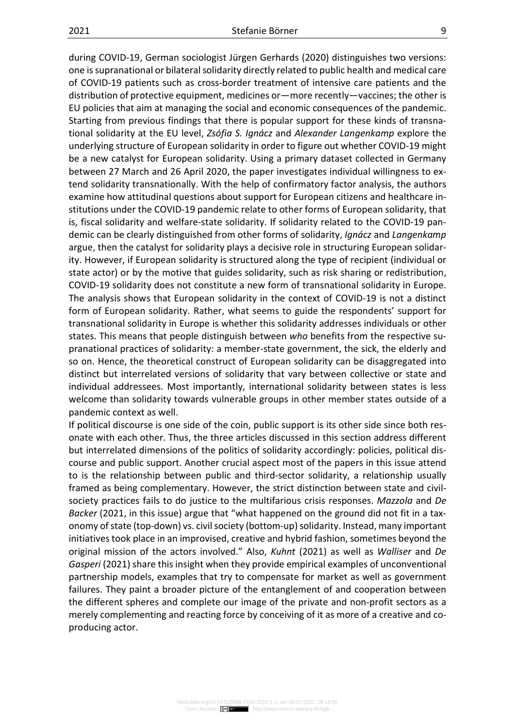during COVID-19, German sociologist Jürgen Gerhards (2020) distinguishes two versions: one is supranational or bilateral solidarity directly related to public health and medical care of COVID-19 patients such as cross-border treatment of intensive care patients and the distribution of protective equipment, medicines or—more recently—vaccines; the other is EU policies that aim at managing the social and economic consequences of the pandemic. Starting from previous findings that there is popular support for these kinds of transnational solidarity at the EU level, *Zsófia S. Ignácz* and *Alexander Langenkamp* explore the underlying structure of European solidarity in order to figure out whether COVID-19 might be a new catalyst for European solidarity. Using a primary dataset collected in Germany between 27 March and 26 April 2020, the paper investigates individual willingness to extend solidarity transnationally. With the help of confirmatory factor analysis, the authors examine how attitudinal questions about support for European citizens and healthcare institutions under the COVID-19 pandemic relate to other forms of European solidarity, that is, fiscal solidarity and welfare-state solidarity. If solidarity related to the COVID-19 pandemic can be clearly distinguished from other forms of solidarity, *Ignácz* and *Langenkamp* argue, then the catalyst for solidarity plays a decisive role in structuring European solidarity. However, if European solidarity is structured along the type of recipient (individual or state actor) or by the motive that guides solidarity, such as risk sharing or redistribution, COVID-19 solidarity does not constitute a new form of transnational solidarity in Europe. The analysis shows that European solidarity in the context of COVID-19 is not a distinct form of European solidarity. Rather, what seems to guide the respondents' support for transnational solidarity in Europe is whether this solidarity addresses individuals or other states. This means that people distinguish between *who* benefits from the respective supranational practices of solidarity: a member-state government, the sick, the elderly and so on. Hence, the theoretical construct of European solidarity can be disaggregated into distinct but interrelated versions of solidarity that vary between collective or state and individual addressees. Most importantly, international solidarity between states is less welcome than solidarity towards vulnerable groups in other member states outside of a pandemic context as well.

If political discourse is one side of the coin, public support is its other side since both resonate with each other. Thus, the three articles discussed in this section address different but interrelated dimensions of the politics of solidarity accordingly: policies, political discourse and public support. Another crucial aspect most of the papers in this issue attend to is the relationship between public and third-sector solidarity, a relationship usually framed as being complementary. However, the strict distinction between state and civil-society practices fails to do justice to the multifarious crisis responses. *Mazzola* and *De Backer* (2021, in this issue) argue that "what happened on the ground did not fit in a taxonomy of state (top-down) vs. civil society (bottom-up) solidarity. Instead, many important initiatives took place in an improvised, creative and hybrid fashion, sometimes beyond the original mission of the actors involved." Also, *Kuhnt* (2021) as well as *Walliser* and *De Gasperi* (2021) share this insight when they provide empirical examples of unconventional partnership models, examples that try to compensate for market as well as government failures. They paint a broader picture of the entanglement of and cooperation between the different spheres and complete our image of the private and non-profit sectors as a merely complementing and reacting force by conceiving of it as more of a creative and co-producing actor.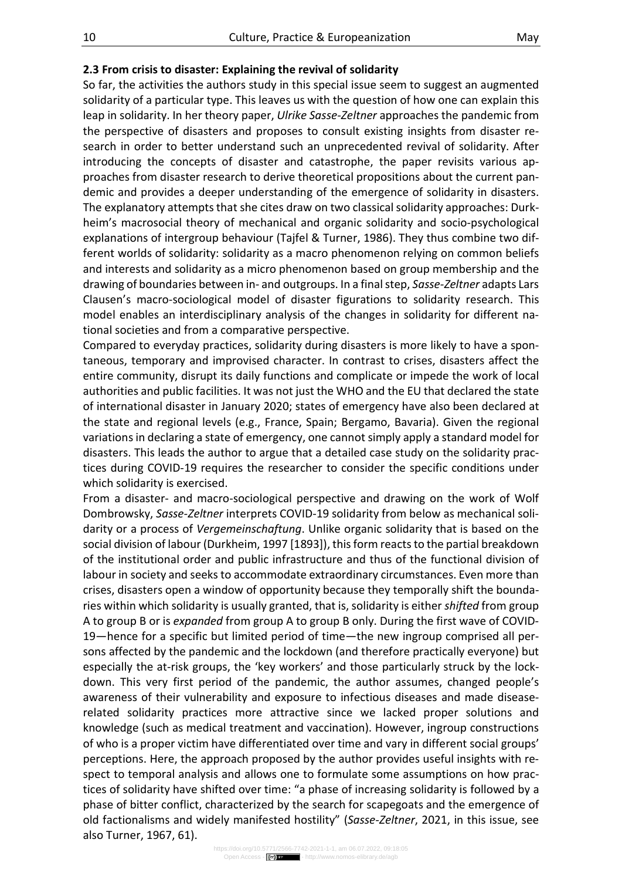### 2.3 From crisis to disaster: Explaining the revival of solidarity

So far, the activities the authors study in this special issue seem to suggest an augmented solidarity of a particular type. This leaves us with the question of how one can explain this leap in solidarity. In her theory paper, *Ulrike Sasse-Zeltner* approaches the pandemic from the perspective of disasters and proposes to consult existing insights from disaster research in order to better understand such an unprecedented revival of solidarity. After introducing the concepts of disaster and catastrophe, the paper revisits various approaches from disaster research to derive theoretical propositions about the current pandemic and provides a deeper understanding of the emergence of solidarity in disasters. The explanatory attempts that she cites draw on two classical solidarity approaches: Durkheim's macrosocial theory of mechanical and organic solidarity and socio-psychological explanations of intergroup behaviour (Tajfel & Turner, 1986). They thus combine two different worlds of solidarity: solidarity as a macro phenomenon relying on common beliefs and interests and solidarity as a micro phenomenon based on group membership and the drawing of boundaries between in- and outgroups. In a final step, *Sasse-Zeltner* adapts Lars Clausen's macro-sociological model of disaster figurations to solidarity research. This model enables an interdisciplinary analysis of the changes in solidarity for different national societies and from a comparative perspective.

Compared to everyday practices, solidarity during disasters is more likely to have a spontaneous, temporary and improvised character. In contrast to crises, disasters affect the entire community, disrupt its daily functions and complicate or impede the work of local authorities and public facilities. It was not just the WHO and the EU that declared the state of international disaster in January 2020; states of emergency have also been declared at the state and regional levels (e.g., France, Spain; Bergamo, Bavaria). Given the regional variations in declaring a state of emergency, one cannot simply apply a standard model for disasters. This leads the author to argue that a detailed case study on the solidarity practices during COVID-19 requires the researcher to consider the specific conditions under which solidarity is exercised.

From a disaster- and macro-sociological perspective and drawing on the work of Wolf Dombrowsky, *Sasse-Zeltner* interprets COVID-19 solidarity from below as mechanical solidarity or a process of *Vergemeinschaftung*. Unlike organic solidarity that is based on the social division of labour (Durkheim, 1997 [1893]), this form reacts to the partial breakdown of the institutional order and public infrastructure and thus of the functional division of labour in society and seeks to accommodate extraordinary circumstances. Even more than crises, disasters open a window of opportunity because they temporally shift the boundaries within which solidarity is usually granted, that is, solidarity is either *shifted* from group A to group B or is *expanded* from group A to group B only. During the first wave of COVID-19—hence for a specific but limited period of time—the new ingroup comprised all persons affected by the pandemic and the lockdown (and therefore practically everyone) but especially the at-risk groups, the 'key workers' and those particularly struck by the lockdown. This very first period of the pandemic, the author assumes, changed people's awareness of their vulnerability and exposure to infectious diseases and made disease-related solidarity practices more attractive since we lacked proper solutions and knowledge (such as medical treatment and vaccination). However, ingroup constructions of who is a proper victim have differentiated over time and vary in different social groups' perceptions. Here, the approach proposed by the author provides useful insights with respect to temporal analysis and allows one to formulate some assumptions on how practices of solidarity have shifted over time: "a phase of increasing solidarity is followed by a phase of bitter conflict, characterized by the search for scapegoats and the emergence of old factionalisms and widely manifested hostility" (*Sasse-Zeltner*, 2021, in this issue, see also Turner, 1967, 61).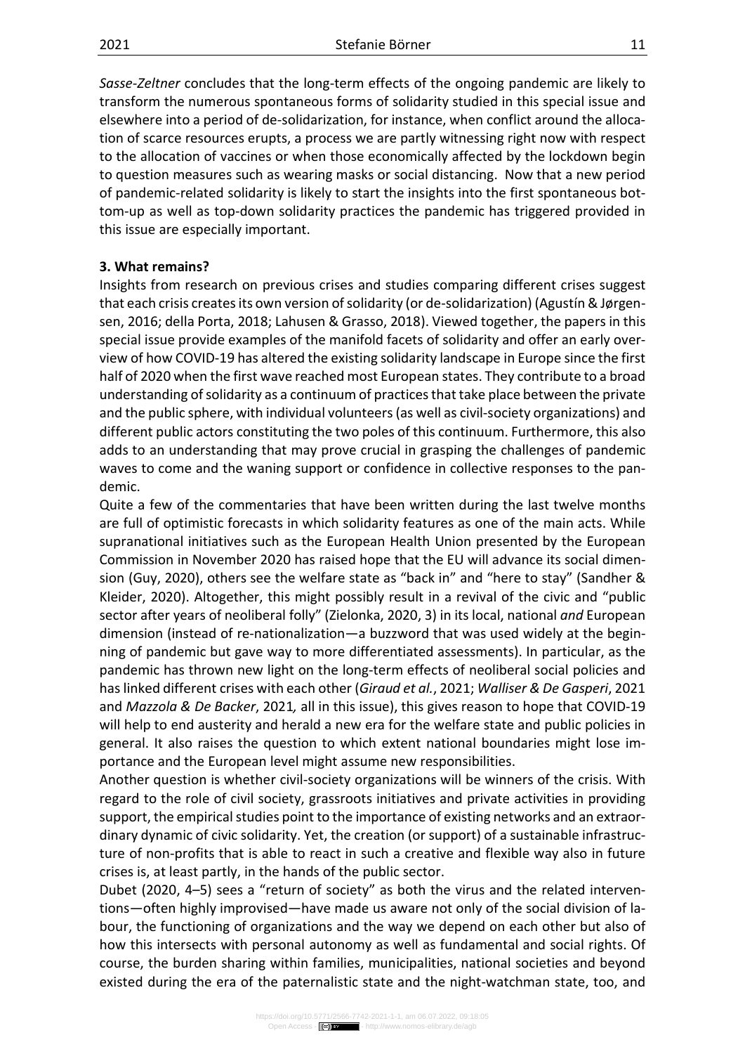*Sasse-Zeltner* concludes that the long-term effects of the ongoing pandemic are likely to transform the numerous spontaneous forms of solidarity studied in this special issue and elsewhere into a period of de-solidarization, for instance, when conflict around the allocation of scarce resources erupts, a process we are partly witnessing right now with respect to the allocation of vaccines or when those economically affected by the lockdown begin to question measures such as wearing masks or social distancing. Now that a new period of pandemic-related solidarity is likely to start the insights into the first spontaneous bottom-up as well as top-down solidarity practices the pandemic has triggered provided in this issue are especially important.

**3. What remains?**

Insights from research on previous crises and studies comparing different crises suggest that each crisis creates its own version of solidarity (or de-solidarization) (Agustín & Jørgensen, 2016; della Porta, 2018; Lahusen & Grasso, 2018). Viewed together, the papers in this special issue provide examples of the manifold facets of solidarity and offer an early overview of how COVID-19 has altered the existing solidarity landscape in Europe since the first half of 2020 when the first wave reached most European states. They contribute to a broad understanding of solidarity as a continuum of practices that take place between the private and the public sphere, with individual volunteers (as well as civil-society organizations) and different public actors constituting the two poles of this continuum. Furthermore, this also adds to an understanding that may prove crucial in grasping the challenges of pandemic waves to come and the waning support or confidence in collective responses to the pandemic.

Quite a few of the commentaries that have been written during the last twelve months are full of optimistic forecasts in which solidarity features as one of the main acts. While supranational initiatives such as the European Health Union presented by the European Commission in November 2020 has raised hope that the EU will advance its social dimension (Guy, 2020), others see the welfare state as "back in" and "here to stay" (Sandher & Kleider, 2020). Altogether, this might possibly result in a revival of the civic and "public sector after years of neoliberal folly" (Zielonka, 2020, 3) in its local, national *and* European dimension (instead of re-nationalization—a buzzword that was used widely at the beginning of pandemic but gave way to more differentiated assessments). In particular, as the pandemic has thrown new light on the long-term effects of neoliberal social policies and has linked different crises with each other (*Giraud et al.*, 2021; *Walliser & De Gasperi*, 2021 and *Mazzola & De Backer*, 2021*,* all in this issue), this gives reason to hope that COVID-19 will help to end austerity and herald a new era for the welfare state and public policies in general. It also raises the question to which extent national boundaries might lose importance and the European level might assume new responsibilities.

Another question is whether civil-society organizations will be winners of the crisis. With regard to the role of civil society, grassroots initiatives and private activities in providing support, the empirical studies point to the importance of existing networks and an extraordinary dynamic of civic solidarity. Yet, the creation (or support) of a sustainable infrastructure of non-profits that is able to react in such a creative and flexible way also in future crises is, at least partly, in the hands of the public sector.

Dubet (2020, 4–5) sees a "return of society" as both the virus and the related interventions—often highly improvised—have made us aware not only of the social division of labour, the functioning of organizations and the way we depend on each other but also of how this intersects with personal autonomy as well as fundamental and social rights. Of course, the burden sharing within families, municipalities, national societies and beyond existed during the era of the paternalistic state and the night-watchman state, too, and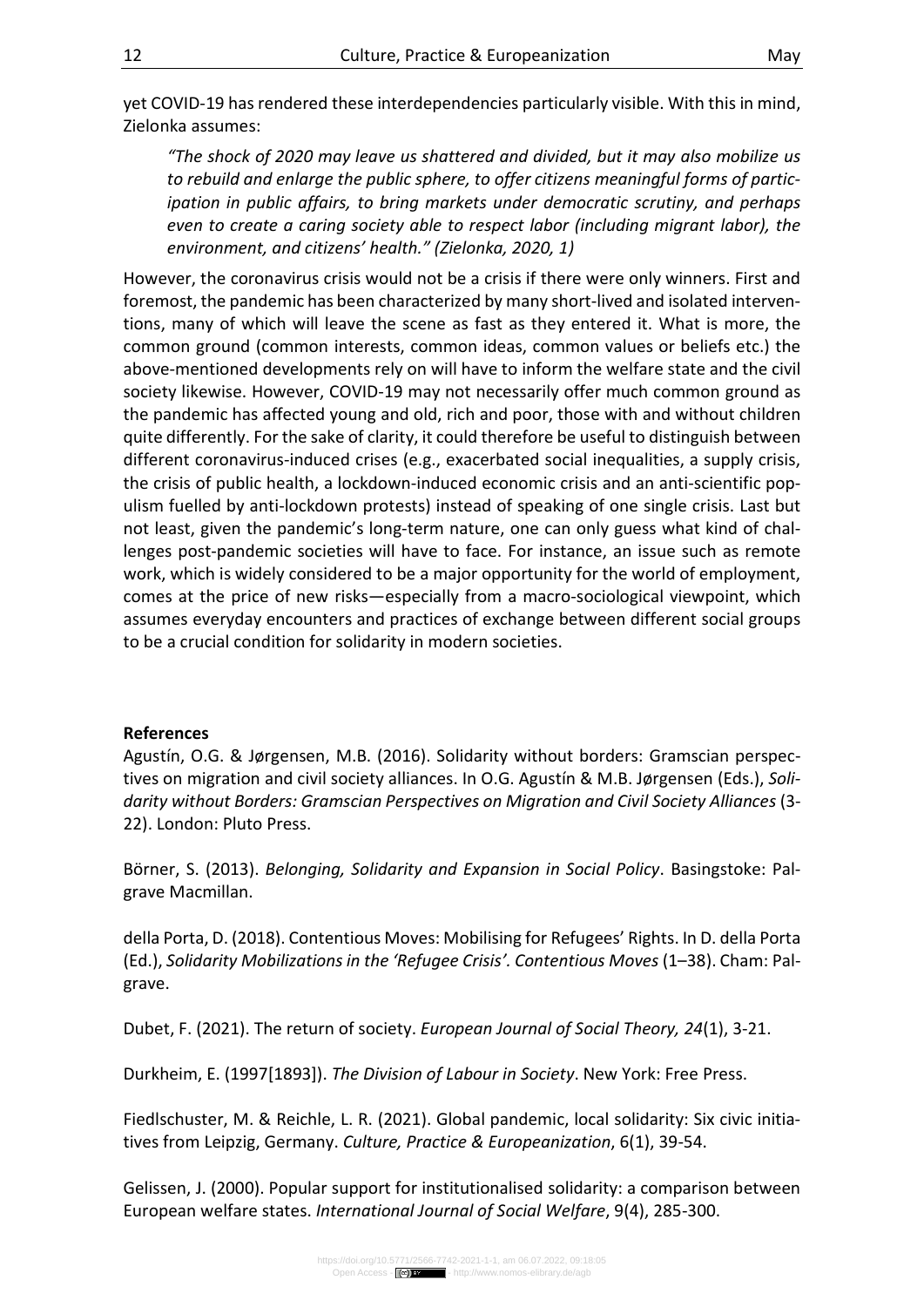yet COVID-19 has rendered these interdependencies particularly visible. With this in mind, Zielonka assumes:

> *"The shock of 2020 may leave us shattered and divided, but it may also mobilize us to rebuild and enlarge the public sphere, to offer citizens meaningful forms of participation in public affairs, to bring markets under democratic scrutiny, and perhaps even to create a caring society able to respect labor (including migrant labor), the environment, and citizens' health." (Zielonka, 2020, 1)*

However, the coronavirus crisis would not be a crisis if there were only winners. First and foremost, the pandemic has been characterized by many short-lived and isolated interventions, many of which will leave the scene as fast as they entered it. What is more, the common ground (common interests, common ideas, common values or beliefs etc.) the above-mentioned developments rely on will have to inform the welfare state and the civil society likewise. However, COVID-19 may not necessarily offer much common ground as the pandemic has affected young and old, rich and poor, those with and without children quite differently. For the sake of clarity, it could therefore be useful to distinguish between different coronavirus-induced crises (e.g., exacerbated social inequalities, a supply crisis, the crisis of public health, a lockdown-induced economic crisis and an anti-scientific populism fuelled by anti-lockdown protests) instead of speaking of one single crisis. Last but not least, given the pandemic's long-term nature, one can only guess what kind of challenges post-pandemic societies will have to face. For instance, an issue such as remote work, which is widely considered to be a major opportunity for the world of employment, comes at the price of new risks—especially from a macro-sociological viewpoint, which assumes everyday encounters and practices of exchange between different social groups to be a crucial condition for solidarity in modern societies.

**References**

Agustín, O.G. & Jørgensen, M.B. (2016). Solidarity without borders: Gramscian perspectives on migration and civil society alliances. In O.G. Agustín & M.B. Jørgensen (Eds.), *Solidarity without Borders: Gramscian Perspectives on Migration and Civil Society Alliances* (3-22). London: Pluto Press.

Börner, S. (2013). *Belonging, Solidarity and Expansion in Social Policy*. Basingstoke: Palgrave Macmillan.

della Porta, D. (2018). Contentious Moves: Mobilising for Refugees' Rights. In D. della Porta (Ed.), *Solidarity Mobilizations in the 'Refugee Crisis'. Contentious Moves* (1–38). Cham: Palgrave.

Dubet, F. (2021). The return of society. *European Journal of Social Theory, 24*(1), 3-21.

Durkheim, E. (1997[1893]). *The Division of Labour in Society*. New York: Free Press.

Fiedlschuster, M. & Reichle, L. R. (2021). Global pandemic, local solidarity: Six civic initiatives from Leipzig, Germany. *Culture, Practice & Europeanization*, 6(1), 39-54.

Gelissen, J. (2000). Popular support for institutionalised solidarity: a comparison between European welfare states. *International Journal of Social Welfare*, 9(4), 285-300.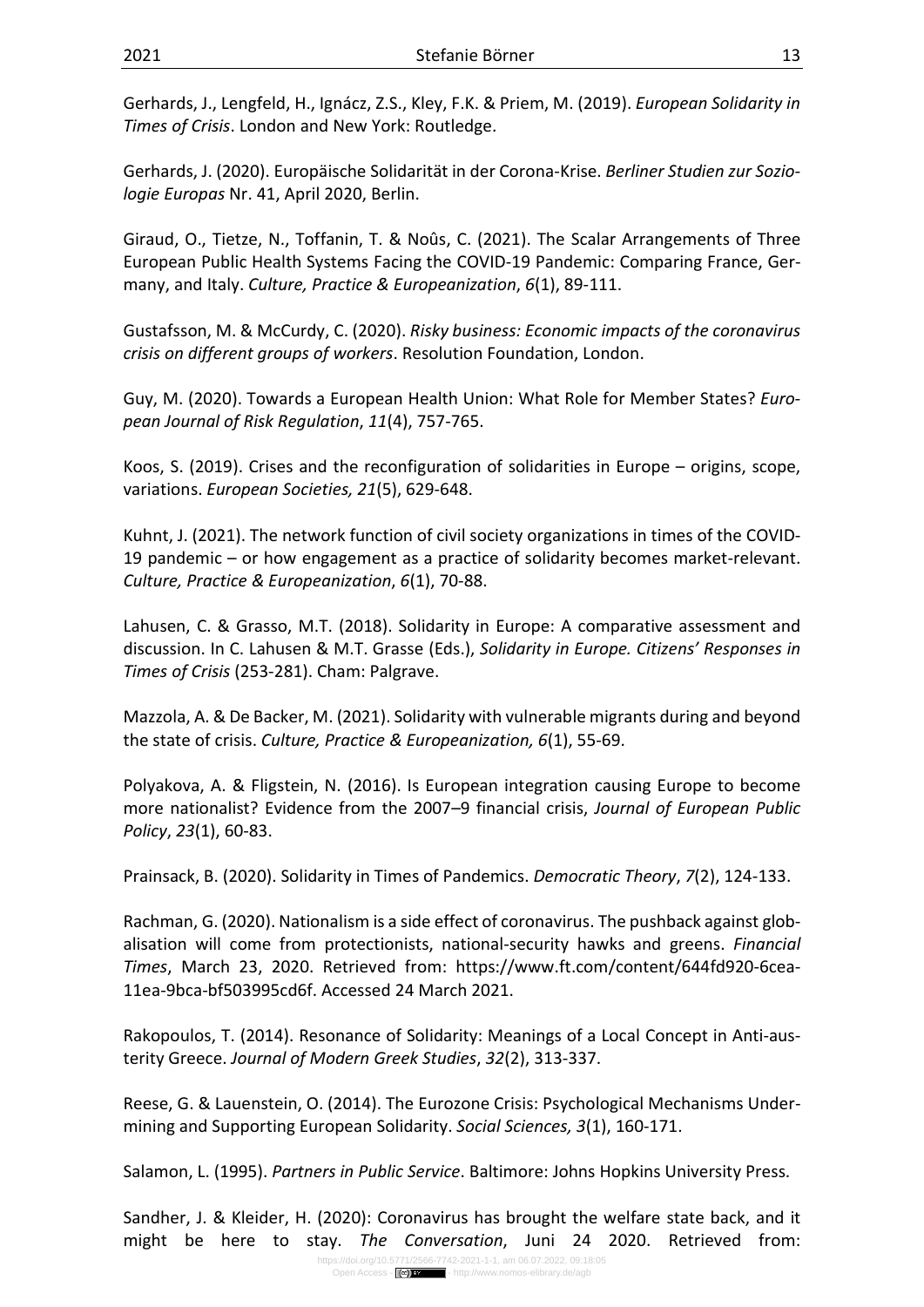Gerhards, J., Lengfeld, H., Ignácz, Z.S., Kley, F.K. & Priem, M. (2019). *European Solidarity in Times of Crisis*. London and New York: Routledge.

Gerhards, J. (2020). Europäische Solidarität in der Corona-Krise. *Berliner Studien zur Soziologie Europas* Nr. 41, April 2020, Berlin.

Giraud, O., Tietze, N., Toffanin, T. & Noûs, C. (2021). The Scalar Arrangements of Three European Public Health Systems Facing the COVID-19 Pandemic: Comparing France, Germany, and Italy. *Culture, Practice & Europeanization*, *6*(1), 89-111.

Gustafsson, M. & McCurdy, C. (2020). *Risky business: Economic impacts of the coronavirus crisis on different groups of workers*. Resolution Foundation, London.

Guy, M. (2020). Towards a European Health Union: What Role for Member States? *European Journal of Risk Regulation*, *11*(4), 757-765.

Koos, S. (2019). Crises and the reconfiguration of solidarities in Europe – origins, scope, variations. *European Societies, 21*(5), 629-648.

Kuhnt, J. (2021). The network function of civil society organizations in times of the COVID-19 pandemic – or how engagement as a practice of solidarity becomes market-relevant. *Culture, Practice & Europeanization*, *6*(1), 70-88.

Lahusen, C. & Grasso, M.T. (2018). Solidarity in Europe: A comparative assessment and discussion. In C. Lahusen & M.T. Grasse (Eds.), *Solidarity in Europe. Citizens' Responses in Times of Crisis* (253-281). Cham: Palgrave.

Mazzola, A. & De Backer, M. (2021). Solidarity with vulnerable migrants during and beyond the state of crisis. *Culture, Practice & Europeanization, 6*(1), 55-69.

Polyakova, A. & Fligstein, N. (2016). Is European integration causing Europe to become more nationalist? Evidence from the 2007–9 financial crisis, *Journal of European Public Policy*, *23*(1), 60-83.

Prainsack, B. (2020). Solidarity in Times of Pandemics. *Democratic Theory*, *7*(2), 124-133.

Rachman, G. (2020). Nationalism is a side effect of coronavirus. The pushback against globalisation will come from protectionists, national-security hawks and greens. *Financial Times*, March 23, 2020. Retrieved from: https://www.ft.com/content/644fd920-6cea-11ea-9bca-bf503995cd6f. Accessed 24 March 2021.

Rakopoulos, T. (2014). Resonance of Solidarity: Meanings of a Local Concept in Anti-austerity Greece. *Journal of Modern Greek Studies*, *32*(2), 313-337.

Reese, G. & Lauenstein, O. (2014). The Eurozone Crisis: Psychological Mechanisms Undermining and Supporting European Solidarity. *Social Sciences, 3*(1), 160-171.

Salamon, L. (1995). *Partners in Public Service*. Baltimore: Johns Hopkins University Press.

Sandher, J. & Kleider, H. (2020): Coronavirus has brought the welfare state back, and it might be here to stay. *The Conversation*, Juni 24 2020. Retrieved from: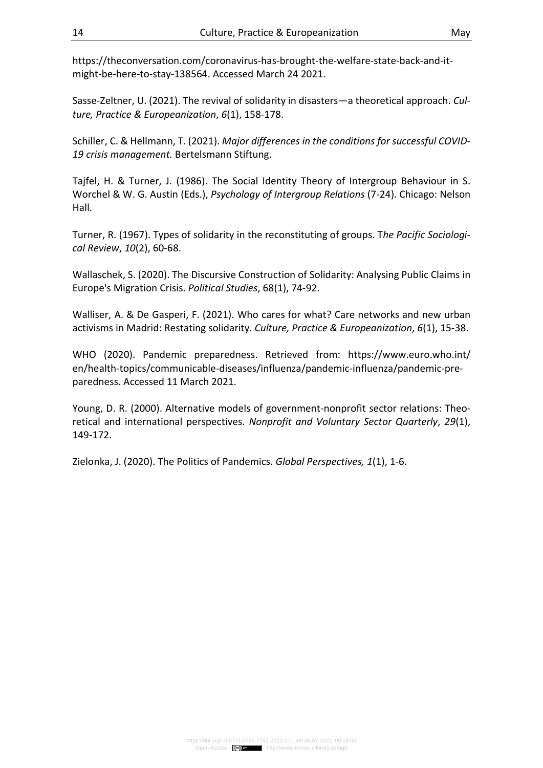https://theconversation.com/coronavirus-has-brought-the-welfare-state-back-and-it-might-be-here-to-stay-138564. Accessed March 24 2021.

Sasse-Zeltner, U. (2021). The revival of solidarity in disasters—a theoretical approach. *Culture, Practice & Europeanization*, *6*(1), 158-178.

Schiller, C. & Hellmann, T. (2021). *Major differences in the conditions for successful COVID-19 crisis management.* Bertelsmann Stiftung.

Tajfel, H. & Turner, J. (1986). The Social Identity Theory of Intergroup Behaviour in S. Worchel & W. G. Austin (Eds.), *Psychology of Intergroup Relations* (7-24). Chicago: Nelson Hall.

Turner, R. (1967). Types of solidarity in the reconstituting of groups. T*he Pacific Sociological Review*, *10*(2), 60-68.

Wallaschek, S. (2020). The Discursive Construction of Solidarity: Analysing Public Claims in Europe's Migration Crisis. *Political Studies*, 68(1), 74-92.

Walliser, A. & De Gasperi, F. (2021). Who cares for what? Care networks and new urban activisms in Madrid: Restating solidarity. *Culture, Practice & Europeanization*, *6*(1), 15-38.

WHO (2020). Pandemic preparedness. Retrieved from: https://www.euro.who.int/en/health-topics/communicable-diseases/influenza/pandemic-influenza/pandemic-preparedness. Accessed 11 March 2021.

Young, D. R. (2000). Alternative models of government-nonprofit sector relations: Theoretical and international perspectives. *Nonprofit and Voluntary Sector Quarterly*, *29*(1), 149-172.

Zielonka, J. (2020). The Politics of Pandemics. *Global Perspectives, 1*(1), 1-6.